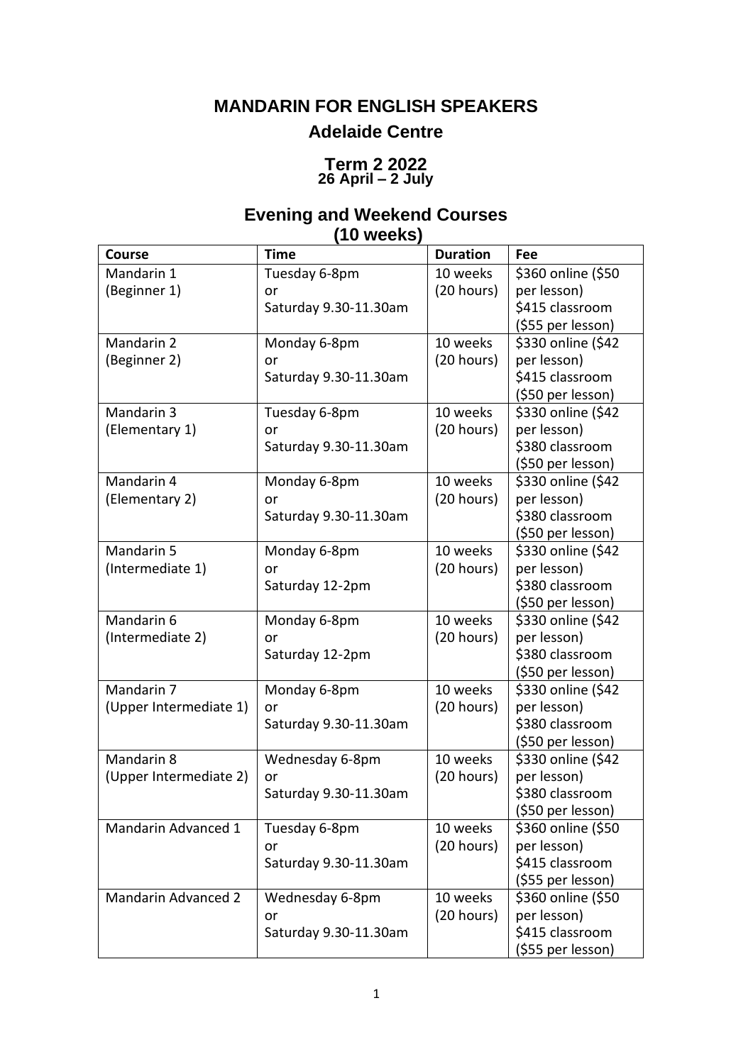# MANDARIN FOR ENGLISH SPEAKERS

## Adelaide Centre

## Term 2 2022

**26 April – 2 July**

## Evening and Weekend Courses (10 weeks)

| Course | Time | Duration | Fee |
|---|---|---|---|
| Mandarin 1 (Beginner 1) | Tuesday 6-8pm or Saturday 9.30-11.30am | 10 weeks (20 hours) | $360 online ($50 per lesson) $415 classroom ($55 per lesson) |
| Mandarin 2 (Beginner 2) | Monday 6-8pm or Saturday 9.30-11.30am | 10 weeks (20 hours) | $330 online ($42 per lesson) $415 classroom ($50 per lesson) |
| Mandarin 3 (Elementary 1) | Tuesday 6-8pm or Saturday 9.30-11.30am | 10 weeks (20 hours) | $330 online ($42 per lesson) $380 classroom ($50 per lesson) |
| Mandarin 4 (Elementary 2) | Monday 6-8pm or Saturday 9.30-11.30am | 10 weeks (20 hours) | $330 online ($42 per lesson) $380 classroom ($50 per lesson) |
| Mandarin 5 (Intermediate 1) | Monday 6-8pm or Saturday 12-2pm | 10 weeks (20 hours) | $330 online ($42 per lesson) $380 classroom ($50 per lesson) |
| Mandarin 6 (Intermediate 2) | Monday 6-8pm or Saturday 12-2pm | 10 weeks (20 hours) | $330 online ($42 per lesson) $380 classroom ($50 per lesson) |
| Mandarin 7 (Upper Intermediate 1) | Monday 6-8pm or Saturday 9.30-11.30am | 10 weeks (20 hours) | $330 online ($42 per lesson) $380 classroom ($50 per lesson) |
| Mandarin 8 (Upper Intermediate 2) | Wednesday 6-8pm or Saturday 9.30-11.30am | 10 weeks (20 hours) | $330 online ($42 per lesson) $380 classroom ($50 per lesson) |
| Mandarin Advanced 1 | Tuesday 6-8pm or Saturday 9.30-11.30am | 10 weeks (20 hours) | $360 online ($50 per lesson) $415 classroom ($55 per lesson) |
| Mandarin Advanced 2 | Wednesday 6-8pm or Saturday 9.30-11.30am | 10 weeks (20 hours) | $360 online ($50 per lesson) $415 classroom ($55 per lesson) |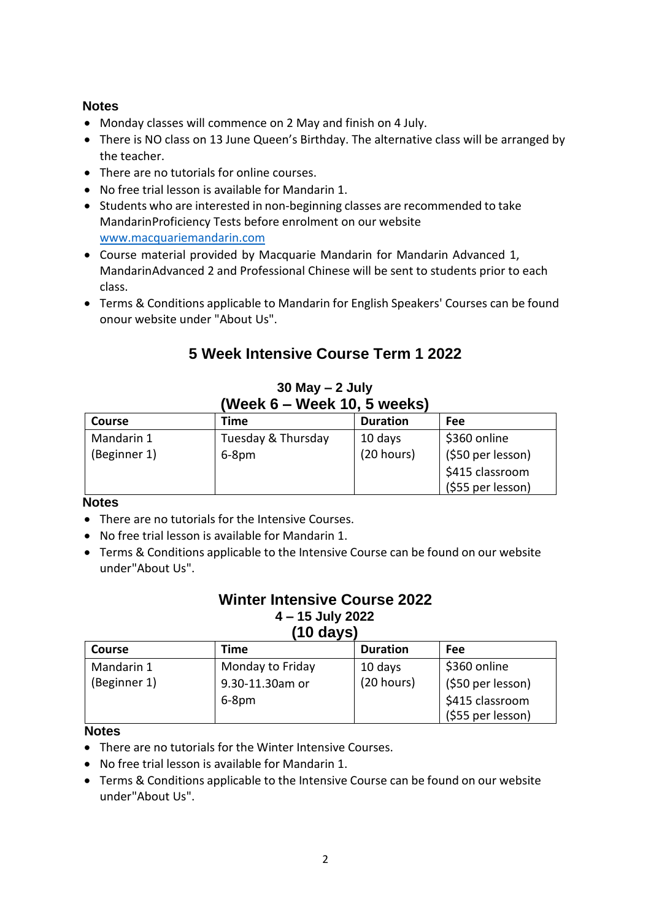**Notes**

- Monday classes will commence on 2 May and finish on 4 July.
- There is NO class on 13 June Queen's Birthday. The alternative class will be arranged by the teacher.
- There are no tutorials for online courses.
- No free trial lesson is available for Mandarin 1.
- Students who are interested in non-beginning classes are recommended to take MandarinProficiency Tests before enrolment on our website www.macquariemandarin.com
- Course material provided by Macquarie Mandarin for Mandarin Advanced 1, MandarinAdvanced 2 and Professional Chinese will be sent to students prior to each class.
- Terms & Conditions applicable to Mandarin for English Speakers' Courses can be found onour website under "About Us".

## 5 Week Intensive Course Term 1 2022

**30 May – 2 July**
**(Week 6 – Week 10, 5 weeks)**

| Course | Time | Duration | Fee |
|---|---|---|---|
| Mandarin 1 (Beginner 1) | Tuesday & Thursday 6-8pm | 10 days (20 hours) | $360 online ($50 per lesson) $415 classroom ($55 per lesson) |

**Notes**

- There are no tutorials for the Intensive Courses.
- No free trial lesson is available for Mandarin 1.
- Terms & Conditions applicable to the Intensive Course can be found on our website under"About Us".

## Winter Intensive Course 2022

**4 – 15 July 2022**
**(10 days)**

| Course | Time | Duration | Fee |
|---|---|---|---|
| Mandarin 1 (Beginner 1) | Monday to Friday 9.30-11.30am or 6-8pm | 10 days (20 hours) | $360 online ($50 per lesson) $415 classroom ($55 per lesson) |

**Notes**

- There are no tutorials for the Winter Intensive Courses.
- No free trial lesson is available for Mandarin 1.
- Terms & Conditions applicable to the Intensive Course can be found on our website under"About Us".